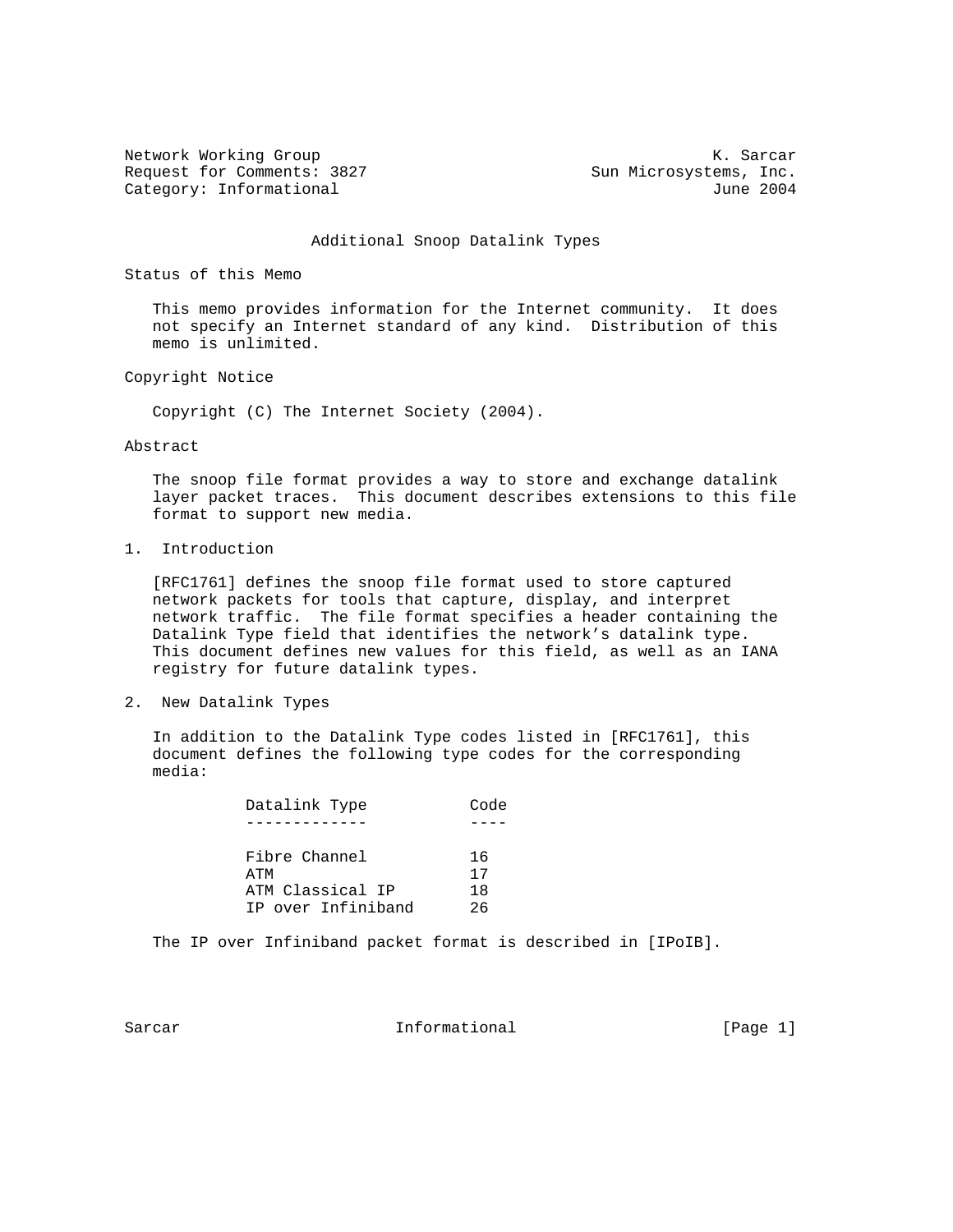Network Working Group K. Sarcar
Request for Comments: 3827 Sun Microsystems, Inc.
Category: Informational June 2004

# Additional Snoop Datalink Types

## Status of this Memo

This memo provides information for the Internet community. It does not specify an Internet standard of any kind. Distribution of this memo is unlimited.

## Copyright Notice

Copyright (C) The Internet Society (2004).

## Abstract

The snoop file format provides a way to store and exchange datalink layer packet traces. This document describes extensions to this file format to support new media.

## 1. Introduction

[RFC1761] defines the snoop file format used to store captured network packets for tools that capture, display, and interpret network traffic. The file format specifies a header containing the Datalink Type field that identifies the network's datalink type. This document defines new values for this field, as well as an IANA registry for future datalink types.

## 2. New Datalink Types

In addition to the Datalink Type codes listed in [RFC1761], this document defines the following type codes for the corresponding media:

| Datalink Type | Code |
| --- | --- |
| Fibre Channel | 16 |
| ATM | 17 |
| ATM Classical IP | 18 |
| IP over Infiniband | 26 |

The IP over Infiniband packet format is described in [IPoIB].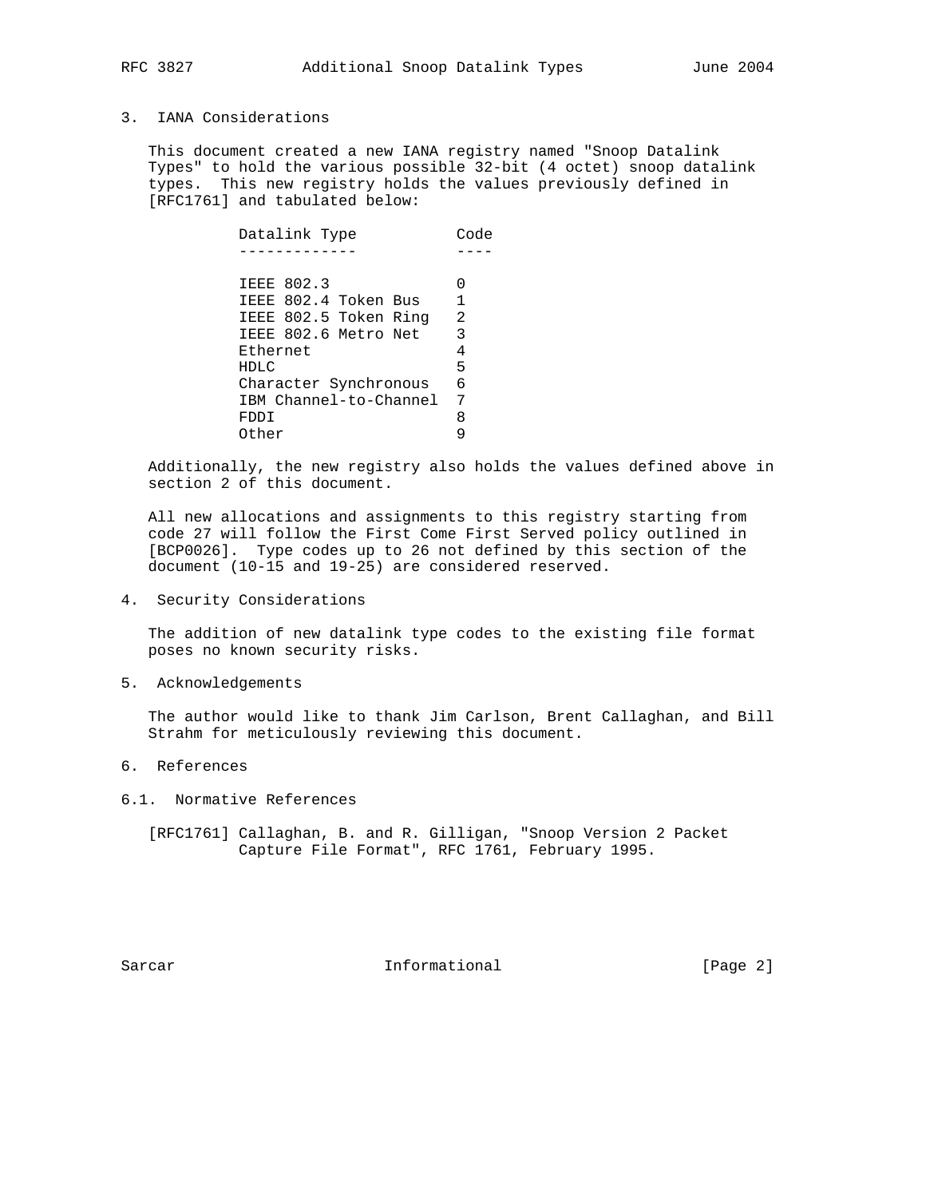## 3. IANA Considerations

This document created a new IANA registry named "Snoop Datalink Types" to hold the various possible 32-bit (4 octet) snoop datalink types. This new registry holds the values previously defined in [RFC1761] and tabulated below:

| Datalink Type | Code |
| --- | --- |
| IEEE 802.3 | 0 |
| IEEE 802.4 Token Bus | 1 |
| IEEE 802.5 Token Ring | 2 |
| IEEE 802.6 Metro Net | 3 |
| Ethernet | 4 |
| HDLC | 5 |
| Character Synchronous | 6 |
| IBM Channel-to-Channel | 7 |
| FDDI | 8 |
| Other | 9 |

Additionally, the new registry also holds the values defined above in section 2 of this document.

All new allocations and assignments to this registry starting from code 27 will follow the First Come First Served policy outlined in [BCP0026]. Type codes up to 26 not defined by this section of the document (10-15 and 19-25) are considered reserved.

## 4. Security Considerations

The addition of new datalink type codes to the existing file format poses no known security risks.

## 5. Acknowledgements

The author would like to thank Jim Carlson, Brent Callaghan, and Bill Strahm for meticulously reviewing this document.

## 6. References

### 6.1. Normative References

[RFC1761] Callaghan, B. and R. Gilligan, "Snoop Version 2 Packet Capture File Format", RFC 1761, February 1995.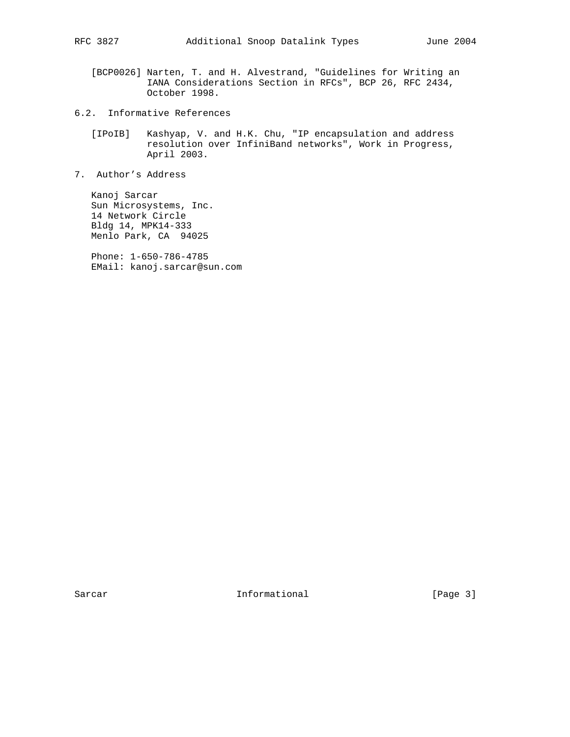[BCP0026] Narten, T. and H. Alvestrand, "Guidelines for Writing an IANA Considerations Section in RFCs", BCP 26, RFC 2434, October 1998.

## 6.2. Informative References

[IPoIB] Kashyap, V. and H.K. Chu, "IP encapsulation and address resolution over InfiniBand networks", Work in Progress, April 2003.

## 7. Author's Address

Kanoj Sarcar
Sun Microsystems, Inc.
14 Network Circle
Bldg 14, MPK14-333
Menlo Park, CA 94025

Phone: 1-650-786-4785
EMail: kanoj.sarcar@sun.com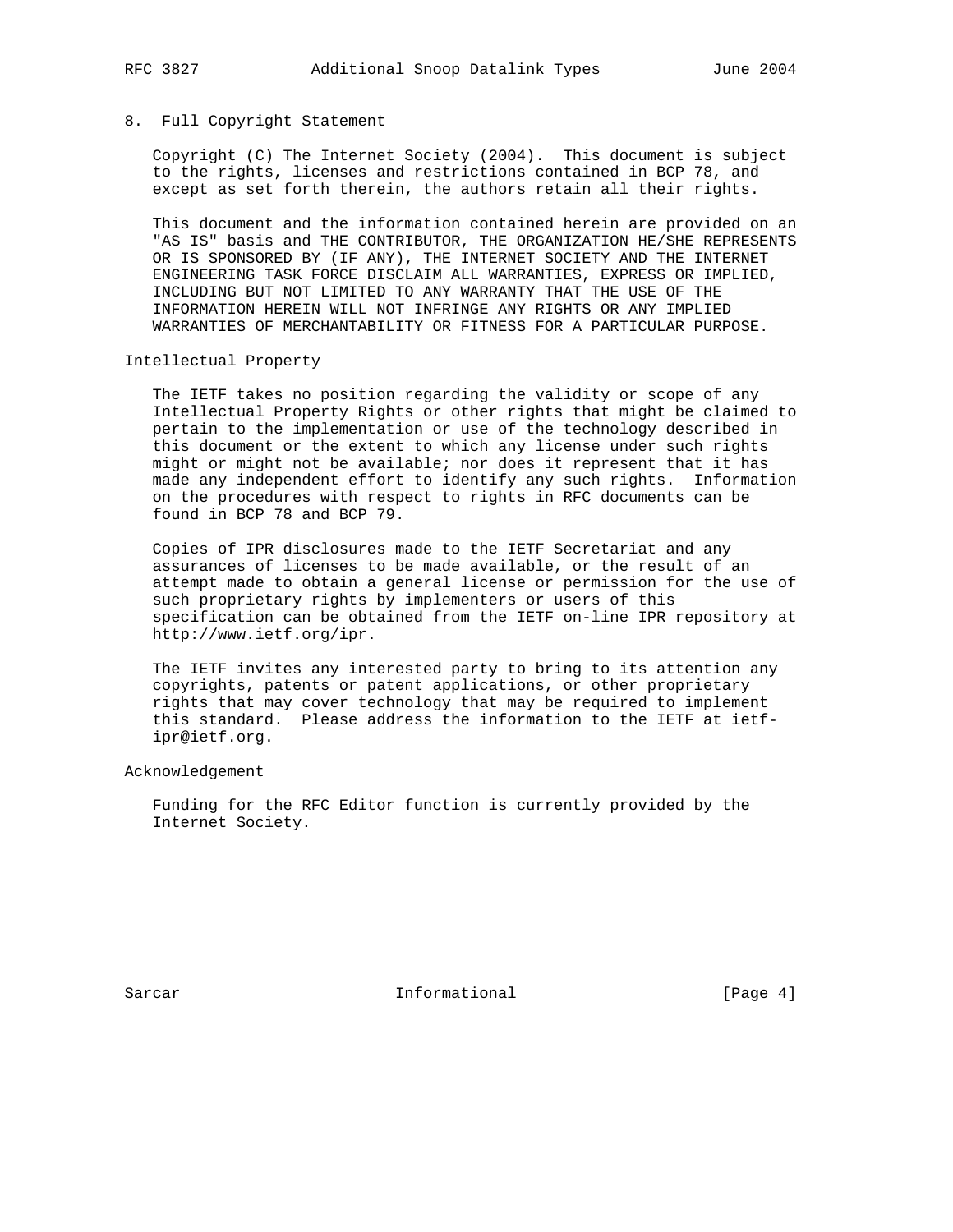## 8. Full Copyright Statement

Copyright (C) The Internet Society (2004). This document is subject to the rights, licenses and restrictions contained in BCP 78, and except as set forth therein, the authors retain all their rights.

This document and the information contained herein are provided on an "AS IS" basis and THE CONTRIBUTOR, THE ORGANIZATION HE/SHE REPRESENTS OR IS SPONSORED BY (IF ANY), THE INTERNET SOCIETY AND THE INTERNET ENGINEERING TASK FORCE DISCLAIM ALL WARRANTIES, EXPRESS OR IMPLIED, INCLUDING BUT NOT LIMITED TO ANY WARRANTY THAT THE USE OF THE INFORMATION HEREIN WILL NOT INFRINGE ANY RIGHTS OR ANY IMPLIED WARRANTIES OF MERCHANTABILITY OR FITNESS FOR A PARTICULAR PURPOSE.

## Intellectual Property

The IETF takes no position regarding the validity or scope of any Intellectual Property Rights or other rights that might be claimed to pertain to the implementation or use of the technology described in this document or the extent to which any license under such rights might or might not be available; nor does it represent that it has made any independent effort to identify any such rights. Information on the procedures with respect to rights in RFC documents can be found in BCP 78 and BCP 79.

Copies of IPR disclosures made to the IETF Secretariat and any assurances of licenses to be made available, or the result of an attempt made to obtain a general license or permission for the use of such proprietary rights by implementers or users of this specification can be obtained from the IETF on-line IPR repository at http://www.ietf.org/ipr.

The IETF invites any interested party to bring to its attention any copyrights, patents or patent applications, or other proprietary rights that may cover technology that may be required to implement this standard. Please address the information to the IETF at ietf-ipr@ietf.org.

## Acknowledgement

Funding for the RFC Editor function is currently provided by the Internet Society.